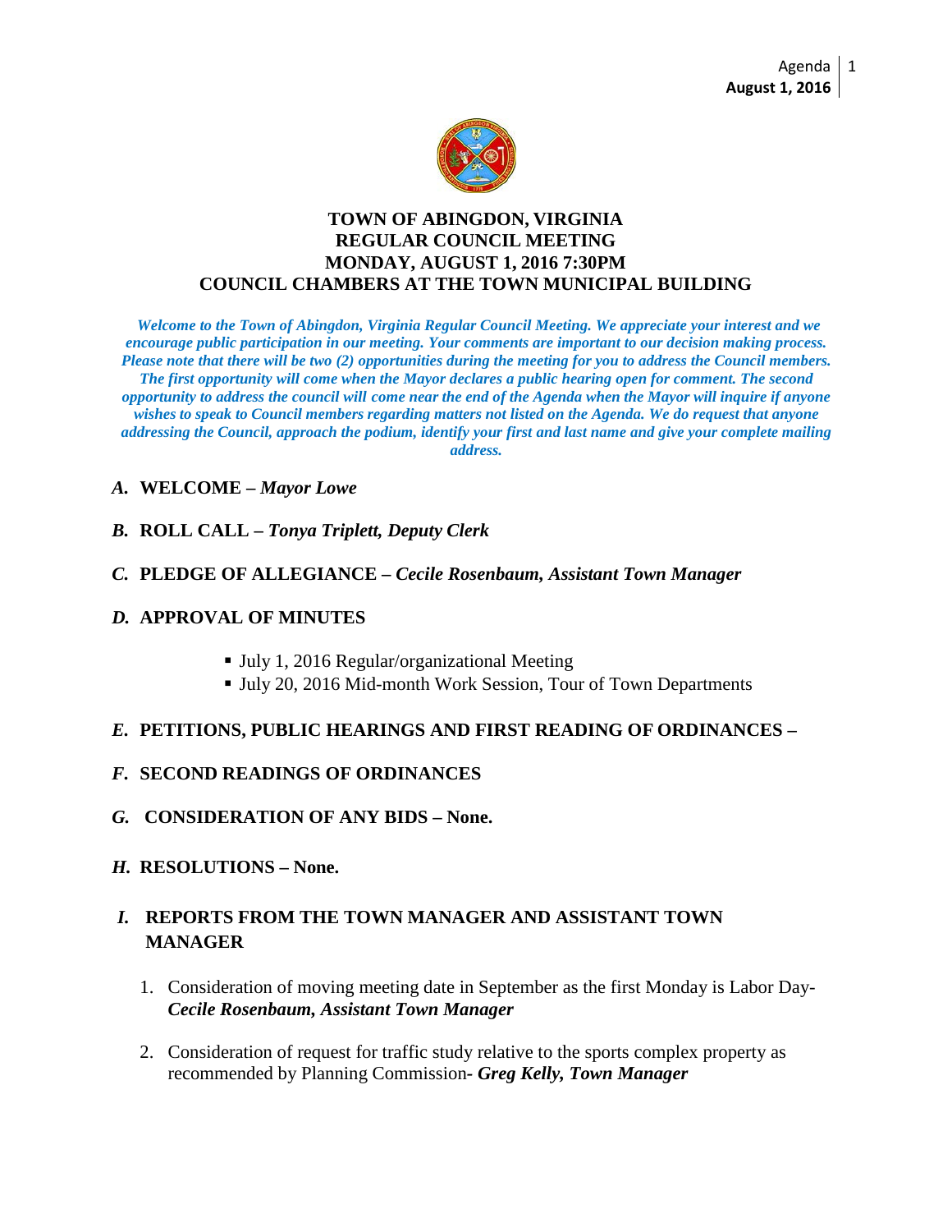# TOWN OF ABINGDON, VIRGINIA
## REGULAR COUNCIL MEETING
## MONDAY, AUGUST 1, 2016 7:30PM
## COUNCIL CHAMBERS AT THE TOWN MUNICIPAL BUILDING

***Welcome to the Town of Abingdon, Virginia Regular Council Meeting. We appreciate your interest and we encourage public participation in our meeting. Your comments are important to our decision making process. Please note that there will be two (2) opportunities during the meeting for you to address the Council members. The first opportunity will come when the Mayor declares a public hearing open for comment. The second opportunity to address the council will come near the end of the Agenda when the Mayor will inquire if anyone wishes to speak to Council members regarding matters not listed on the Agenda. We do request that anyone addressing the Council, approach the podium, identify your first and last name and give your complete mailing address.***

***A.*** **WELCOME –** ***Mayor Lowe***

***B.*** **ROLL CALL –** ***Tonya Triplett, Deputy Clerk***

***C.*** **PLEDGE OF ALLEGIANCE –** ***Cecile Rosenbaum, Assistant Town Manager***

***D.*** **APPROVAL OF MINUTES**

- July 1, 2016 Regular/organizational Meeting
- July 20, 2016 Mid-month Work Session, Tour of Town Departments

***E.*** **PETITIONS, PUBLIC HEARINGS AND FIRST READING OF ORDINANCES –**

***F.*** **SECOND READINGS OF ORDINANCES**

***G.*** **CONSIDERATION OF ANY BIDS – None.**

***H.*** **RESOLUTIONS – None.**

***I.*** **REPORTS FROM THE TOWN MANAGER AND ASSISTANT TOWN MANAGER**

1. Consideration of moving meeting date in September as the first Monday is Labor Day- ***Cecile Rosenbaum, Assistant Town Manager***
2. Consideration of request for traffic study relative to the sports complex property as recommended by Planning Commission- ***Greg Kelly, Town Manager***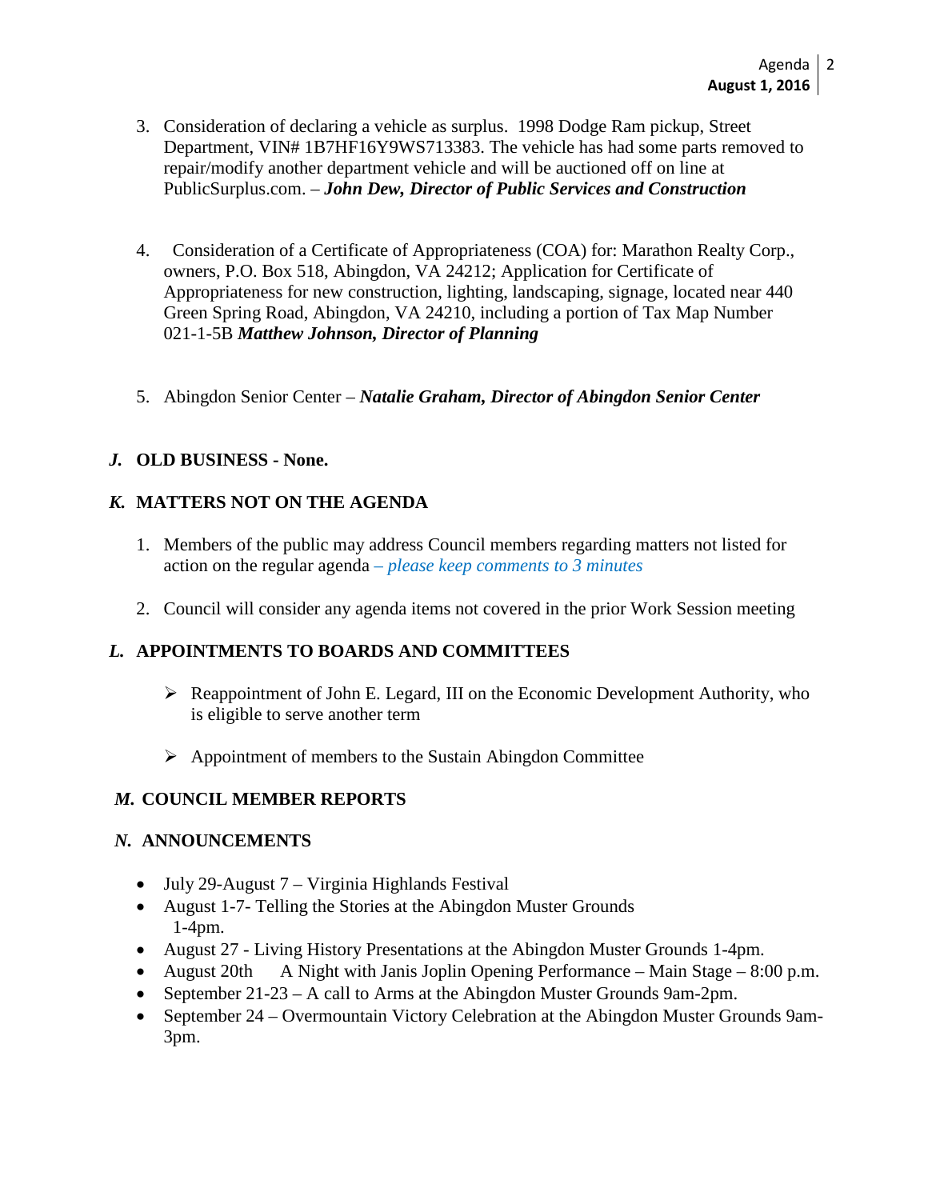3. Consideration of declaring a vehicle as surplus. 1998 Dodge Ram pickup, Street Department, VIN# 1B7HF16Y9WS713383. The vehicle has had some parts removed to repair/modify another department vehicle and will be auctioned off on line at PublicSurplus.com. – ***John Dew, Director of Public Services and Construction***

4. Consideration of a Certificate of Appropriateness (COA) for: Marathon Realty Corp., owners, P.O. Box 518, Abingdon, VA 24212; Application for Certificate of Appropriateness for new construction, lighting, landscaping, signage, located near 440 Green Spring Road, Abingdon, VA 24210, including a portion of Tax Map Number 021-1-5B ***Matthew Johnson, Director of Planning***

5. Abingdon Senior Center – ***Natalie Graham, Director of Abingdon Senior Center***

## *J.* OLD BUSINESS - None.

## *K.* MATTERS NOT ON THE AGENDA

1. Members of the public may address Council members regarding matters not listed for action on the regular agenda *– please keep comments to 3 minutes*

2. Council will consider any agenda items not covered in the prior Work Session meeting

## *L.* APPOINTMENTS TO BOARDS AND COMMITTEES

- Reappointment of John E. Legard, III on the Economic Development Authority, who is eligible to serve another term

- Appointment of members to the Sustain Abingdon Committee

## *M.* COUNCIL MEMBER REPORTS

## *N.* ANNOUNCEMENTS

- July 29-August 7 – Virginia Highlands Festival
- August 1-7- Telling the Stories at the Abingdon Muster Grounds 1-4pm.
- August 27 - Living History Presentations at the Abingdon Muster Grounds 1-4pm.
- August 20th A Night with Janis Joplin Opening Performance – Main Stage – 8:00 p.m.
- September 21-23 – A call to Arms at the Abingdon Muster Grounds 9am-2pm.
- September 24 – Overmountain Victory Celebration at the Abingdon Muster Grounds 9am-3pm.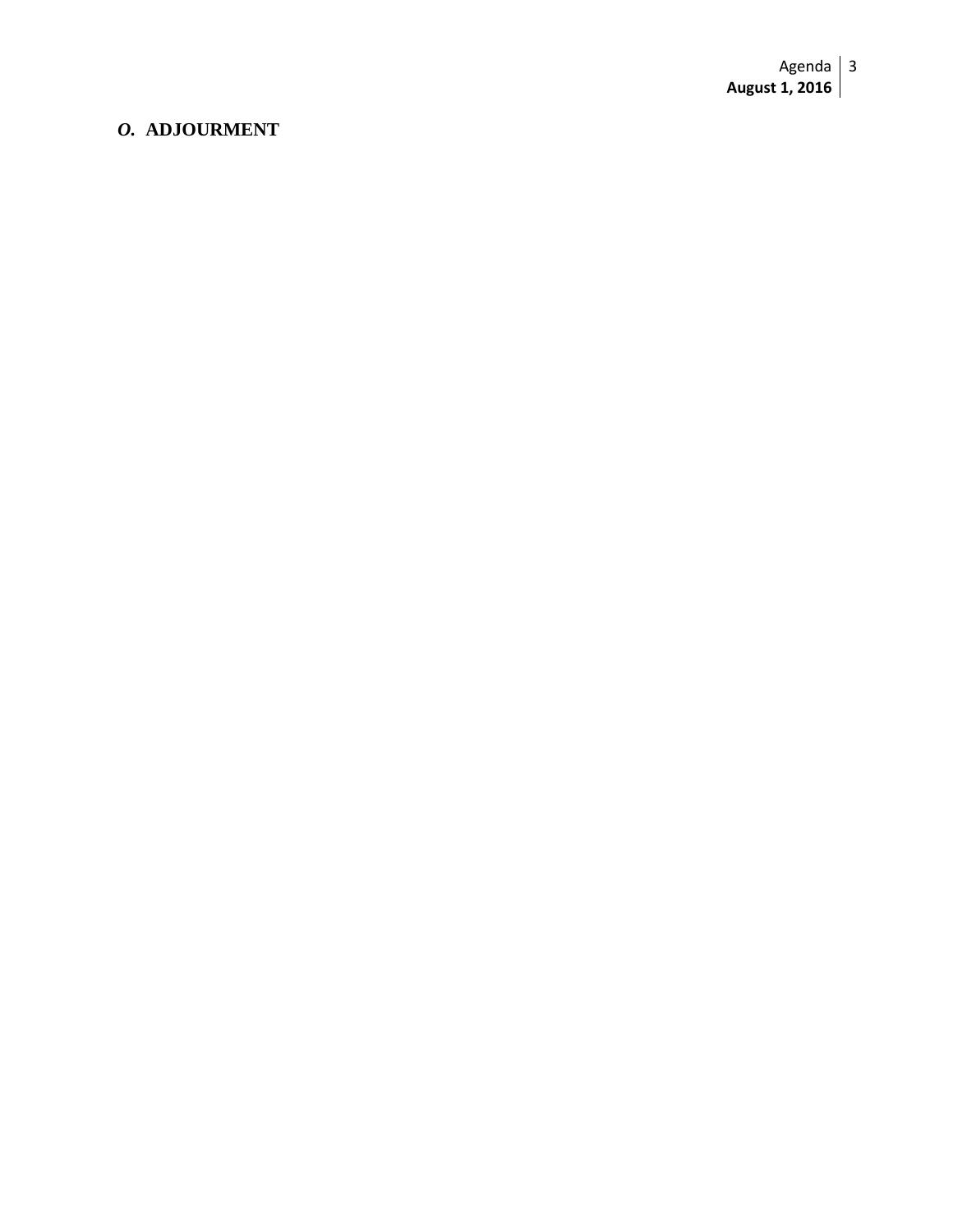## *O.* **ADJOURMENT**